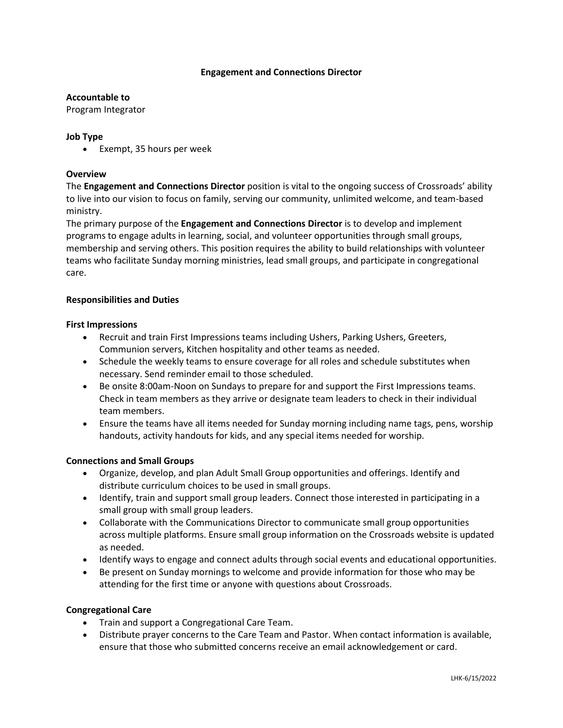# Engagement and Connections Director

**Accountable to**
Program Integrator

**Job Type**

- Exempt, 35 hours per week

**Overview**

The **Engagement and Connections Director** position is vital to the ongoing success of Crossroads' ability to live into our vision to focus on family, serving our community, unlimited welcome, and team-based ministry.

The primary purpose of the **Engagement and Connections Director** is to develop and implement programs to engage adults in learning, social, and volunteer opportunities through small groups, membership and serving others. This position requires the ability to build relationships with volunteer teams who facilitate Sunday morning ministries, lead small groups, and participate in congregational care.

## Responsibilities and Duties

**First Impressions**

- Recruit and train First Impressions teams including Ushers, Parking Ushers, Greeters, Communion servers, Kitchen hospitality and other teams as needed.
- Schedule the weekly teams to ensure coverage for all roles and schedule substitutes when necessary. Send reminder email to those scheduled.
- Be onsite 8:00am-Noon on Sundays to prepare for and support the First Impressions teams. Check in team members as they arrive or designate team leaders to check in their individual team members.
- Ensure the teams have all items needed for Sunday morning including name tags, pens, worship handouts, activity handouts for kids, and any special items needed for worship.

**Connections and Small Groups**

- Organize, develop, and plan Adult Small Group opportunities and offerings. Identify and distribute curriculum choices to be used in small groups.
- Identify, train and support small group leaders. Connect those interested in participating in a small group with small group leaders.
- Collaborate with the Communications Director to communicate small group opportunities across multiple platforms. Ensure small group information on the Crossroads website is updated as needed.
- Identify ways to engage and connect adults through social events and educational opportunities.
- Be present on Sunday mornings to welcome and provide information for those who may be attending for the first time or anyone with questions about Crossroads.

**Congregational Care**

- Train and support a Congregational Care Team.
- Distribute prayer concerns to the Care Team and Pastor. When contact information is available, ensure that those who submitted concerns receive an email acknowledgement or card.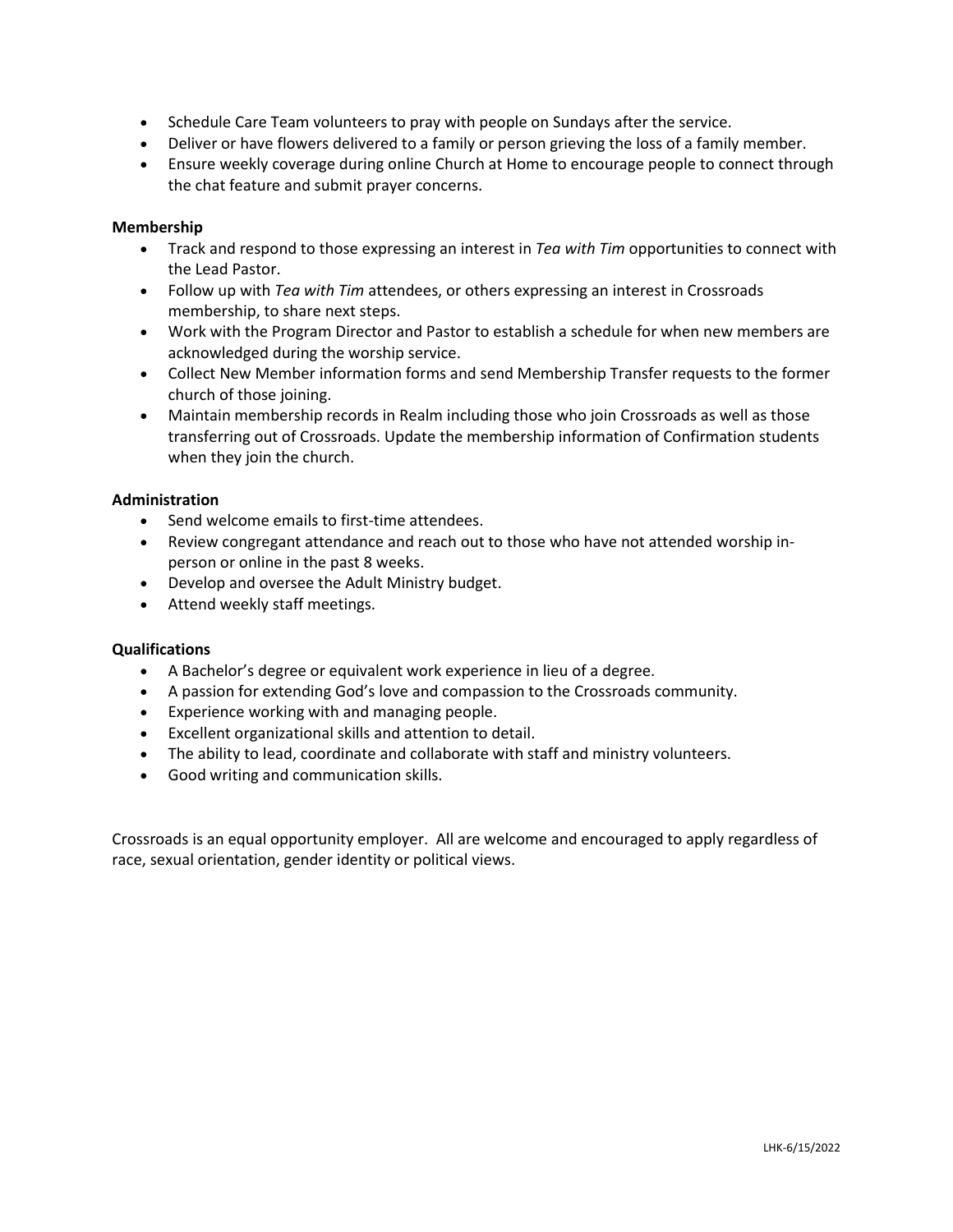- Schedule Care Team volunteers to pray with people on Sundays after the service.
- Deliver or have flowers delivered to a family or person grieving the loss of a family member.
- Ensure weekly coverage during online Church at Home to encourage people to connect through the chat feature and submit prayer concerns.

**Membership**

- Track and respond to those expressing an interest in *Tea with Tim* opportunities to connect with the Lead Pastor.
- Follow up with *Tea with Tim* attendees, or others expressing an interest in Crossroads membership, to share next steps.
- Work with the Program Director and Pastor to establish a schedule for when new members are acknowledged during the worship service.
- Collect New Member information forms and send Membership Transfer requests to the former church of those joining.
- Maintain membership records in Realm including those who join Crossroads as well as those transferring out of Crossroads. Update the membership information of Confirmation students when they join the church.

**Administration**

- Send welcome emails to first-time attendees.
- Review congregant attendance and reach out to those who have not attended worship in-person or online in the past 8 weeks.
- Develop and oversee the Adult Ministry budget.
- Attend weekly staff meetings.

**Qualifications**

- A Bachelor's degree or equivalent work experience in lieu of a degree.
- A passion for extending God's love and compassion to the Crossroads community.
- Experience working with and managing people.
- Excellent organizational skills and attention to detail.
- The ability to lead, coordinate and collaborate with staff and ministry volunteers.
- Good writing and communication skills.

Crossroads is an equal opportunity employer. All are welcome and encouraged to apply regardless of race, sexual orientation, gender identity or political views.

LHK-6/15/2022